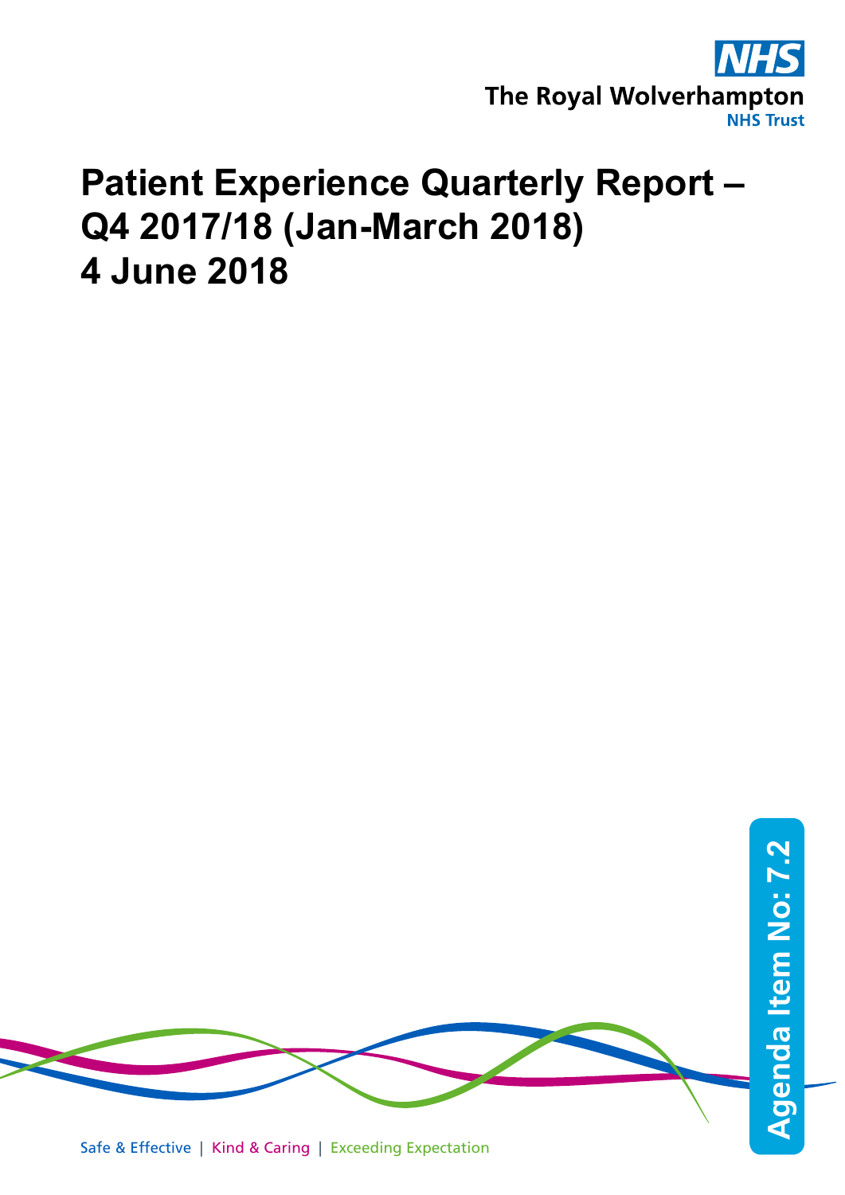The Royal Wolverhampton NHS Trust

# Patient Experience Quarterly Report – Q4 2017/18 (Jan-March 2018) 4 June 2018

Agenda Item No: 7.2

Safe & Effective | Kind & Caring | Exceeding Expectation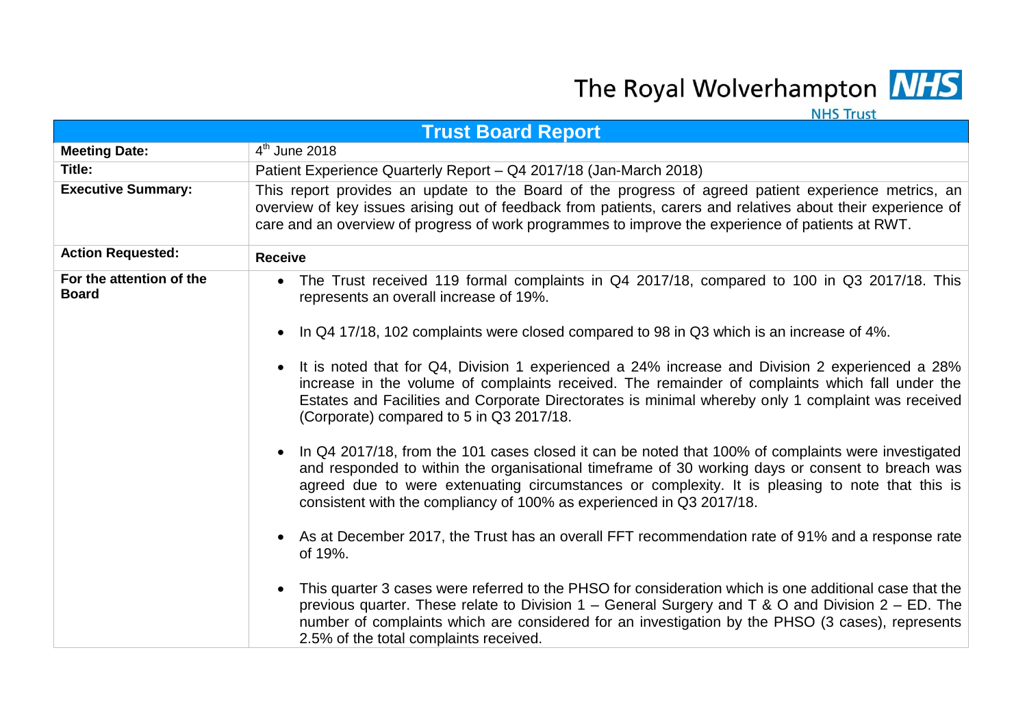The Royal Wolverhampton NHS Trust

| Trust Board Report | |
|---|---|
| **Meeting Date:** | 4th June 2018 |
| **Title:** | Patient Experience Quarterly Report – Q4 2017/18 (Jan-March 2018) |
| **Executive Summary:** | This report provides an update to the Board of the progress of agreed patient experience metrics, an overview of key issues arising out of feedback from patients, carers and relatives about their experience of care and an overview of progress of work programmes to improve the experience of patients at RWT. |
| **Action Requested:** | **Receive** |
| **For the attention of the Board** | • The Trust received 119 formal complaints in Q4 2017/18, compared to 100 in Q3 2017/18. This represents an overall increase of 19%. <br><br> • In Q4 17/18, 102 complaints were closed compared to 98 in Q3 which is an increase of 4%. <br><br> • It is noted that for Q4, Division 1 experienced a 24% increase and Division 2 experienced a 28% increase in the volume of complaints received. The remainder of complaints which fall under the Estates and Facilities and Corporate Directorates is minimal whereby only 1 complaint was received (Corporate) compared to 5 in Q3 2017/18. <br><br> • In Q4 2017/18, from the 101 cases closed it can be noted that 100% of complaints were investigated and responded to within the organisational timeframe of 30 working days or consent to breach was agreed due to were extenuating circumstances or complexity. It is pleasing to note that this is consistent with the compliancy of 100% as experienced in Q3 2017/18. <br><br> • As at December 2017, the Trust has an overall FFT recommendation rate of 91% and a response rate of 19%. <br><br> • This quarter 3 cases were referred to the PHSO for consideration which is one additional case that the previous quarter. These relate to Division 1 – General Surgery and T & O and Division 2 – ED. The number of complaints which are considered for an investigation by the PHSO (3 cases), represents 2.5% of the total complaints received. |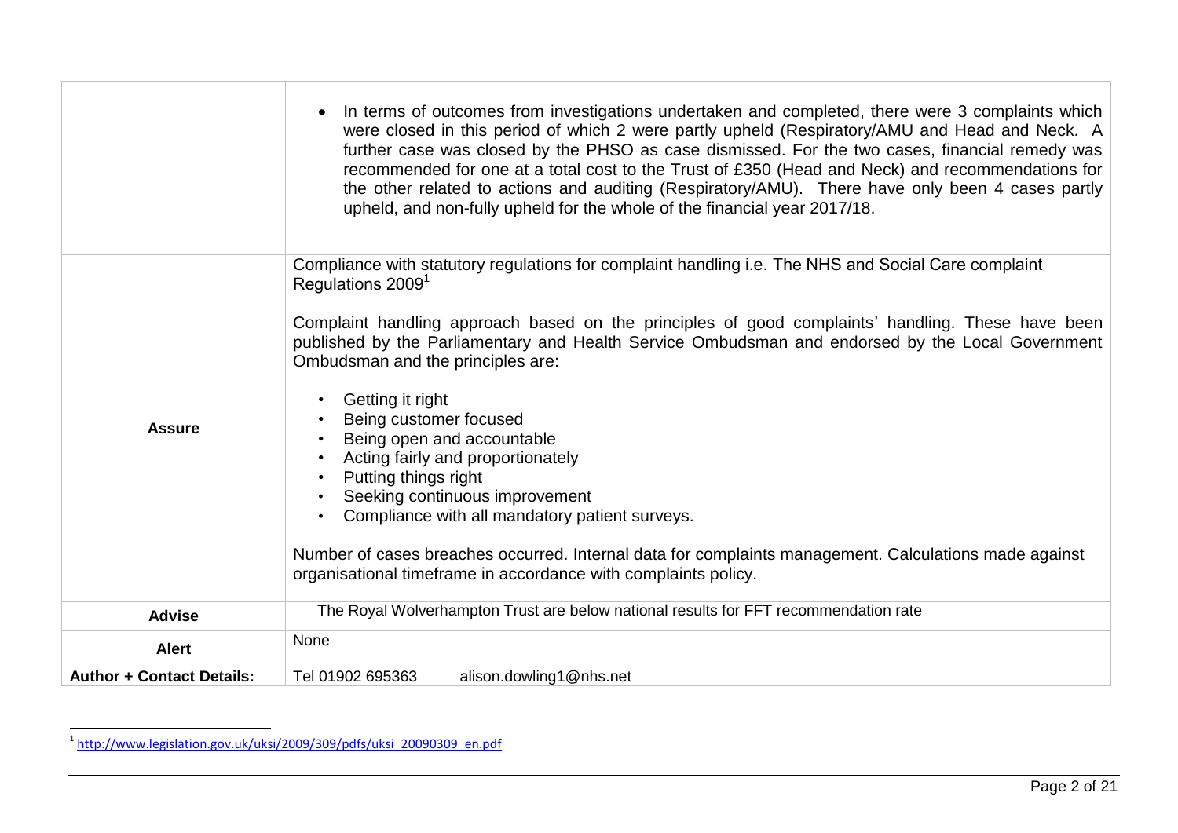| | |
|---|---|
| | • In terms of outcomes from investigations undertaken and completed, there were 3 complaints which were closed in this period of which 2 were partly upheld (Respiratory/AMU and Head and Neck. A further case was closed by the PHSO as case dismissed. For the two cases, financial remedy was recommended for one at a total cost to the Trust of £350 (Head and Neck) and recommendations for the other related to actions and auditing (Respiratory/AMU). There have only been 4 cases partly upheld, and non-fully upheld for the whole of the financial year 2017/18. |
| **Assure** | Compliance with statutory regulations for complaint handling i.e. The NHS and Social Care complaint Regulations 2009[1]<br><br>Complaint handling approach based on the principles of good complaints' handling. These have been published by the Parliamentary and Health Service Ombudsman and endorsed by the Local Government Ombudsman and the principles are:<br><br>• Getting it right<br>• Being customer focused<br>• Being open and accountable<br>• Acting fairly and proportionately<br>• Putting things right<br>• Seeking continuous improvement<br>• Compliance with all mandatory patient surveys.<br><br>Number of cases breaches occurred. Internal data for complaints management. Calculations made against organisational timeframe in accordance with complaints policy. |
| **Advise** | The Royal Wolverhampton Trust are below national results for FFT recommendation rate |
| **Alert** | None |
| **Author + Contact Details:** | Tel 01902 695363 alison.dowling1@nhs.net |

[1] http://www.legislation.gov.uk/uksi/2009/309/pdfs/uksi_20090309_en.pdf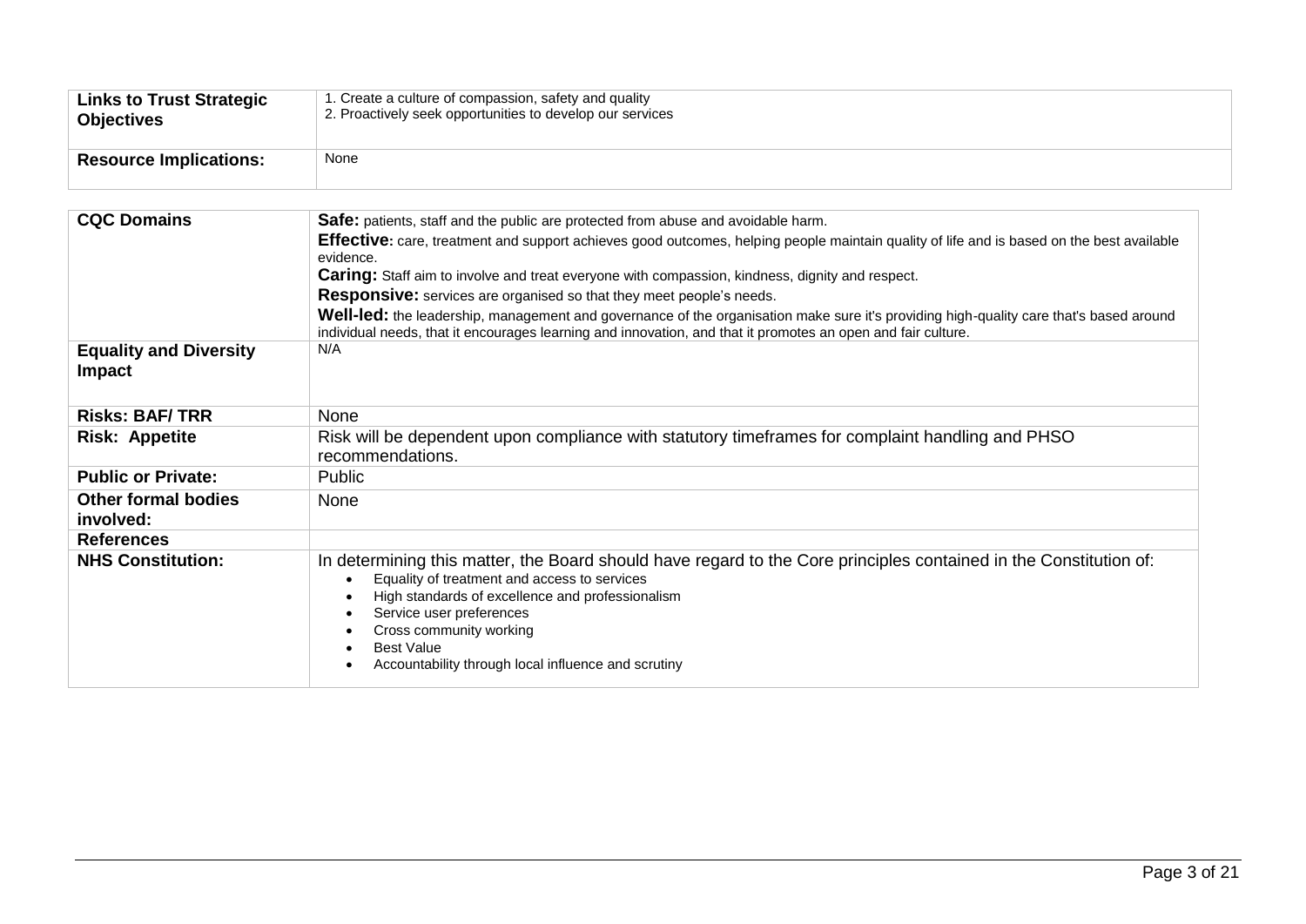| | |
|---|---|
| **Links to Trust Strategic Objectives** | 1. Create a culture of compassion, safety and quality<br>2. Proactively seek opportunities to develop our services |
| **Resource Implications:** | None |

| | |
|---|---|
| **CQC Domains** | **Safe:** patients, staff and the public are protected from abuse and avoidable harm.<br>**Effective:** care, treatment and support achieves good outcomes, helping people maintain quality of life and is based on the best available evidence.<br>**Caring:** Staff aim to involve and treat everyone with compassion, kindness, dignity and respect.<br>**Responsive:** services are organised so that they meet people's needs.<br>**Well-led:** the leadership, management and governance of the organisation make sure it's providing high-quality care that's based around individual needs, that it encourages learning and innovation, and that it promotes an open and fair culture. |
| **Equality and Diversity Impact** | N/A |
| **Risks: BAF/ TRR** | None |
| **Risk: Appetite** | Risk will be dependent upon compliance with statutory timeframes for complaint handling and PHSO recommendations. |
| **Public or Private:** | Public |
| **Other formal bodies involved:** | None |
| **References** | |
| **NHS Constitution:** | In determining this matter, the Board should have regard to the Core principles contained in the Constitution of:<br>• Equality of treatment and access to services<br>• High standards of excellence and professionalism<br>• Service user preferences<br>• Cross community working<br>• Best Value<br>• Accountability through local influence and scrutiny |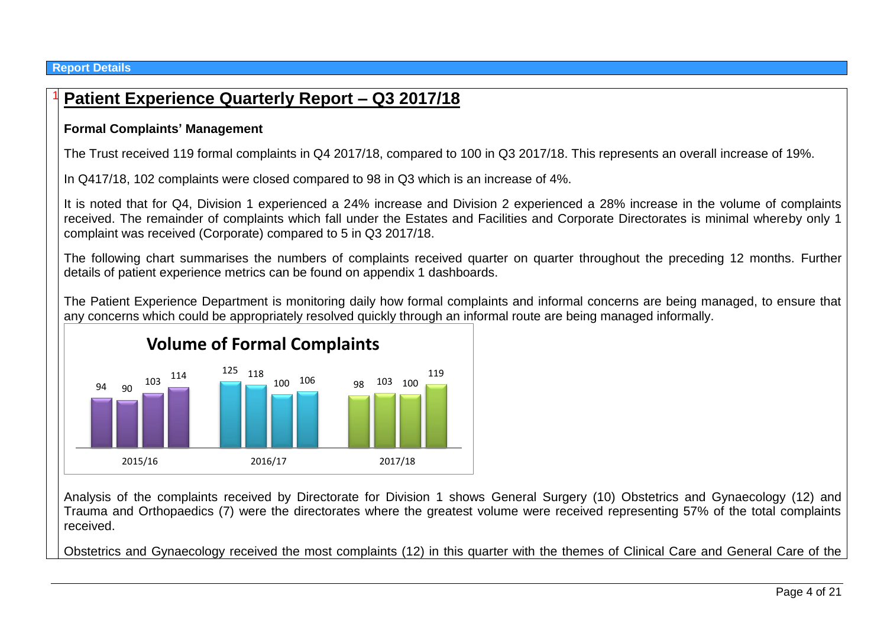**Report Details**

## Patient Experience Quarterly Report – Q3 2017/18

**Formal Complaints' Management**

The Trust received 119 formal complaints in Q4 2017/18, compared to 100 in Q3 2017/18. This represents an overall increase of 19%.

In Q417/18, 102 complaints were closed compared to 98 in Q3 which is an increase of 4%.

It is noted that for Q4, Division 1 experienced a 24% increase and Division 2 experienced a 28% increase in the volume of complaints received. The remainder of complaints which fall under the Estates and Facilities and Corporate Directorates is minimal whereby only 1 complaint was received (Corporate) compared to 5 in Q3 2017/18.

The following chart summarises the numbers of complaints received quarter on quarter throughout the preceding 12 months. Further details of patient experience metrics can be found on appendix 1 dashboards.

The Patient Experience Department is monitoring daily how formal complaints and informal concerns are being managed, to ensure that any concerns which could be appropriately resolved quickly through an informal route are being managed informally.

**Volume of Formal Complaints**

| Year | Q1 | Q2 | Q3 | Q4 |
|---|---|---|---|---|
| 2015/16 | 94 | 90 | 103 | 114 |
| 2016/17 | 125 | 118 | 100 | 106 |
| 2017/18 | 98 | 103 | 100 | 119 |

Analysis of the complaints received by Directorate for Division 1 shows General Surgery (10) Obstetrics and Gynaecology (12) and Trauma and Orthopaedics (7) were the directorates where the greatest volume were received representing 57% of the total complaints received.

Obstetrics and Gynaecology received the most complaints (12) in this quarter with the themes of Clinical Care and General Care of the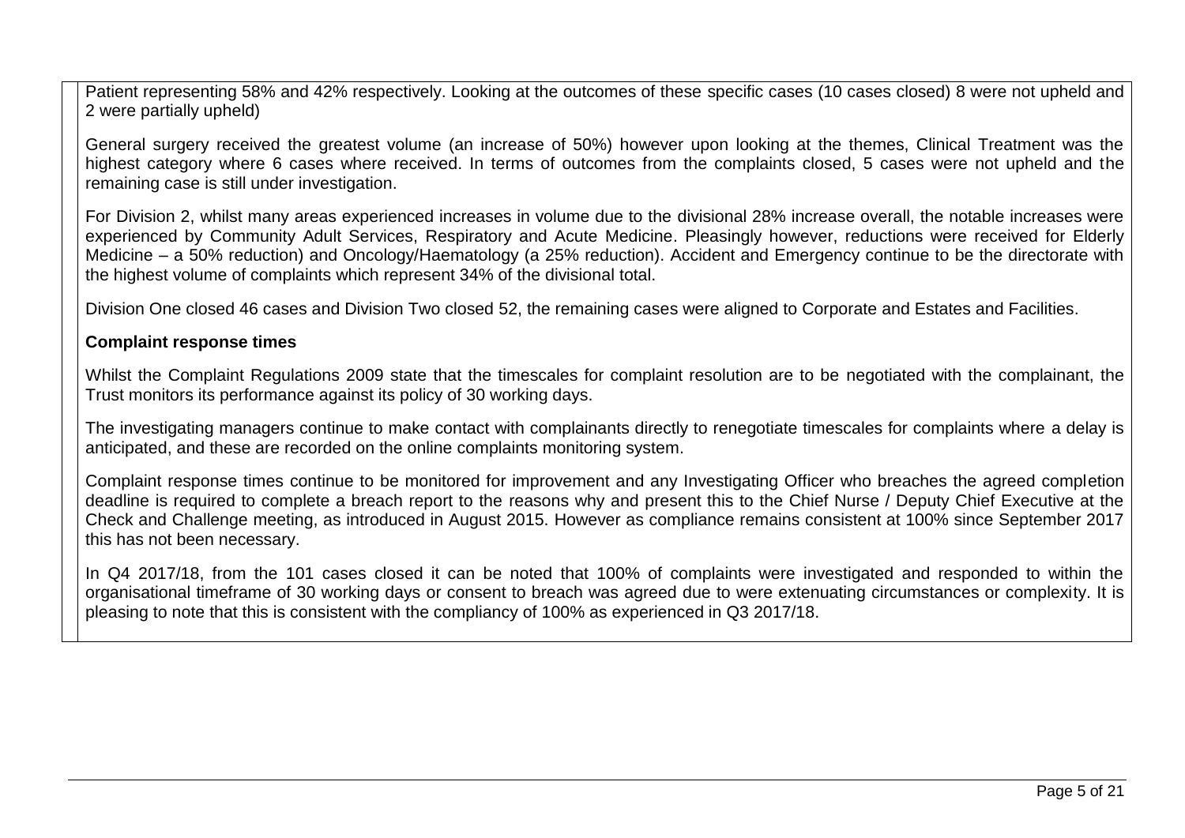Patient representing 58% and 42% respectively. Looking at the outcomes of these specific cases (10 cases closed) 8 were not upheld and 2 were partially upheld)

General surgery received the greatest volume (an increase of 50%) however upon looking at the themes, Clinical Treatment was the highest category where 6 cases where received. In terms of outcomes from the complaints closed, 5 cases were not upheld and the remaining case is still under investigation.

For Division 2, whilst many areas experienced increases in volume due to the divisional 28% increase overall, the notable increases were experienced by Community Adult Services, Respiratory and Acute Medicine. Pleasingly however, reductions were received for Elderly Medicine – a 50% reduction) and Oncology/Haematology (a 25% reduction). Accident and Emergency continue to be the directorate with the highest volume of complaints which represent 34% of the divisional total.

Division One closed 46 cases and Division Two closed 52, the remaining cases were aligned to Corporate and Estates and Facilities.

**Complaint response times**

Whilst the Complaint Regulations 2009 state that the timescales for complaint resolution are to be negotiated with the complainant, the Trust monitors its performance against its policy of 30 working days.

The investigating managers continue to make contact with complainants directly to renegotiate timescales for complaints where a delay is anticipated, and these are recorded on the online complaints monitoring system.

Complaint response times continue to be monitored for improvement and any Investigating Officer who breaches the agreed completion deadline is required to complete a breach report to the reasons why and present this to the Chief Nurse / Deputy Chief Executive at the Check and Challenge meeting, as introduced in August 2015. However as compliance remains consistent at 100% since September 2017 this has not been necessary.

In Q4 2017/18, from the 101 cases closed it can be noted that 100% of complaints were investigated and responded to within the organisational timeframe of 30 working days or consent to breach was agreed due to were extenuating circumstances or complexity. It is pleasing to note that this is consistent with the compliancy of 100% as experienced in Q3 2017/18.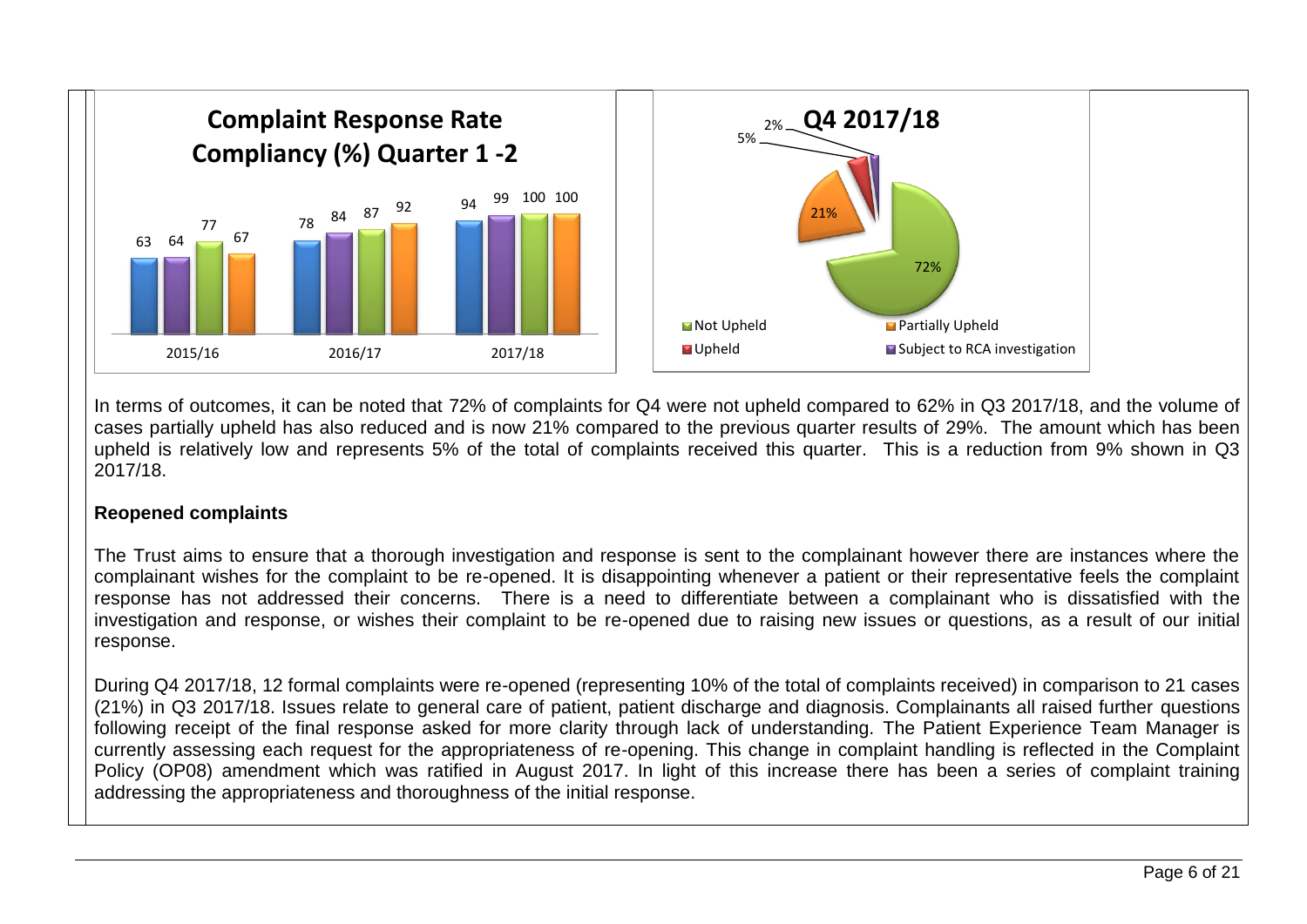**Complaint Response Rate Compliancy (%) Quarter 1 -2**

| | | | | |
|---|---|---|---|---|
| 2015/16 | 63 | 64 | 77 | 67 |
| 2016/17 | 78 | 84 | 87 | 92 |
| 2017/18 | 94 | 99 | 100 | 100 |

**Q4 2017/18**

| Outcome | % |
|---|---|
| Not Upheld | 72% |
| Partially Upheld | 21% |
| Upheld | 5% |
| Subject to RCA investigation | 2% |

In terms of outcomes, it can be noted that 72% of complaints for Q4 were not upheld compared to 62% in Q3 2017/18, and the volume of cases partially upheld has also reduced and is now 21% compared to the previous quarter results of 29%. The amount which has been upheld is relatively low and represents 5% of the total of complaints received this quarter. This is a reduction from 9% shown in Q3 2017/18.

**Reopened complaints**

The Trust aims to ensure that a thorough investigation and response is sent to the complainant however there are instances where the complainant wishes for the complaint to be re-opened. It is disappointing whenever a patient or their representative feels the complaint response has not addressed their concerns. There is a need to differentiate between a complainant who is dissatisfied with the investigation and response, or wishes their complaint to be re-opened due to raising new issues or questions, as a result of our initial response.

During Q4 2017/18, 12 formal complaints were re-opened (representing 10% of the total of complaints received) in comparison to 21 cases (21%) in Q3 2017/18. Issues relate to general care of patient, patient discharge and diagnosis. Complainants all raised further questions following receipt of the final response asked for more clarity through lack of understanding. The Patient Experience Team Manager is currently assessing each request for the appropriateness of re-opening. This change in complaint handling is reflected in the Complaint Policy (OP08) amendment which was ratified in August 2017. In light of this increase there has been a series of complaint training addressing the appropriateness and thoroughness of the initial response.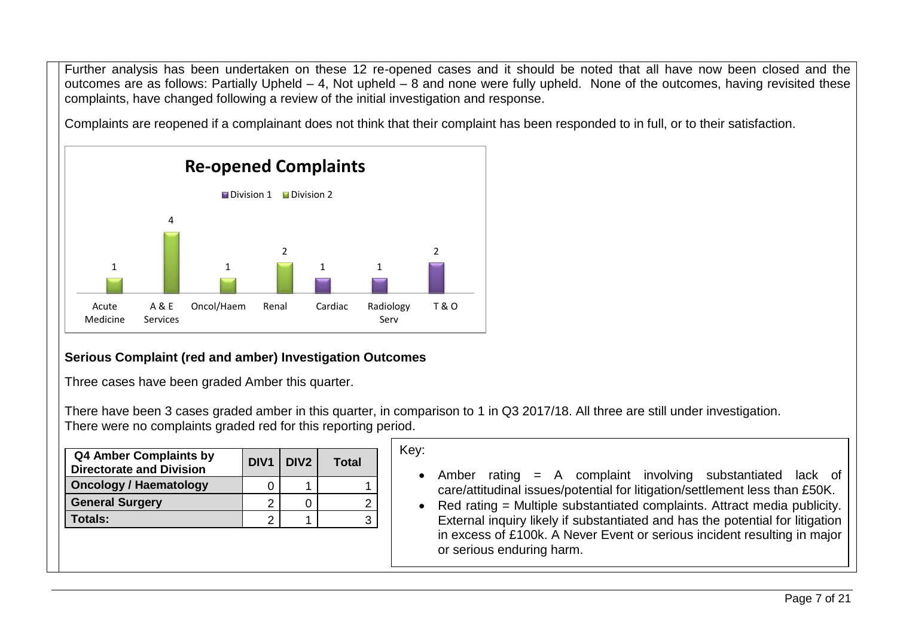Further analysis has been undertaken on these 12 re-opened cases and it should be noted that all have now been closed and the outcomes are as follows: Partially Upheld – 4, Not upheld – 8 and none were fully upheld. None of the outcomes, having revisited these complaints, have changed following a review of the initial investigation and response.

Complaints are reopened if a complainant does not think that their complaint has been responded to in full, or to their satisfaction.

**Re-opened Complaints**

| | Division 1 | Division 2 |
|---|---|---|
| Acute Medicine | | 1 |
| A & E Services | | 4 |
| Oncol/Haem | | 1 |
| Renal | | 2 |
| Cardiac | 1 | |
| Radiology Serv | 1 | |
| T & O | 2 | |

**Serious Complaint (red and amber) Investigation Outcomes**

Three cases have been graded Amber this quarter.

There have been 3 cases graded amber in this quarter, in comparison to 1 in Q3 2017/18. All three are still under investigation.
There were no complaints graded red for this reporting period.

| Q4 Amber Complaints by Directorate and Division | DIV1 | DIV2 | Total |
|---|---|---|---|
| Oncology / Haematology | 0 | 1 | 1 |
| General Surgery | 2 | 0 | 2 |
| Totals: | 2 | 1 | 3 |

Key:

- Amber rating = A complaint involving substantiated lack of care/attitudinal issues/potential for litigation/settlement less than £50K.
- Red rating = Multiple substantiated complaints. Attract media publicity. External inquiry likely if substantiated and has the potential for litigation in excess of £100k. A Never Event or serious incident resulting in major or serious enduring harm.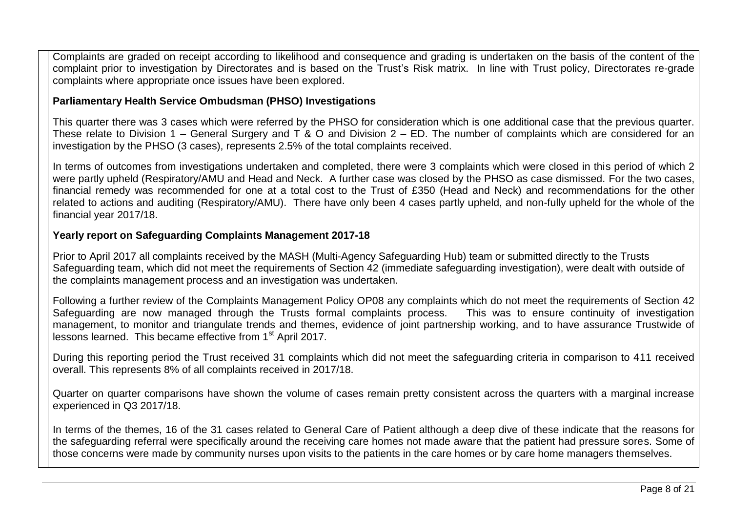Complaints are graded on receipt according to likelihood and consequence and grading is undertaken on the basis of the content of the complaint prior to investigation by Directorates and is based on the Trust's Risk matrix. In line with Trust policy, Directorates re-grade complaints where appropriate once issues have been explored.

**Parliamentary Health Service Ombudsman (PHSO) Investigations**

This quarter there was 3 cases which were referred by the PHSO for consideration which is one additional case that the previous quarter. These relate to Division 1 – General Surgery and T & O and Division 2 – ED. The number of complaints which are considered for an investigation by the PHSO (3 cases), represents 2.5% of the total complaints received.

In terms of outcomes from investigations undertaken and completed, there were 3 complaints which were closed in this period of which 2 were partly upheld (Respiratory/AMU and Head and Neck. A further case was closed by the PHSO as case dismissed. For the two cases, financial remedy was recommended for one at a total cost to the Trust of £350 (Head and Neck) and recommendations for the other related to actions and auditing (Respiratory/AMU). There have only been 4 cases partly upheld, and non-fully upheld for the whole of the financial year 2017/18.

**Yearly report on Safeguarding Complaints Management 2017-18**

Prior to April 2017 all complaints received by the MASH (Multi-Agency Safeguarding Hub) team or submitted directly to the Trusts Safeguarding team, which did not meet the requirements of Section 42 (immediate safeguarding investigation), were dealt with outside of the complaints management process and an investigation was undertaken.

Following a further review of the Complaints Management Policy OP08 any complaints which do not meet the requirements of Section 42 Safeguarding are now managed through the Trusts formal complaints process. This was to ensure continuity of investigation management, to monitor and triangulate trends and themes, evidence of joint partnership working, and to have assurance Trustwide of lessons learned. This became effective from 1st April 2017.

During this reporting period the Trust received 31 complaints which did not meet the safeguarding criteria in comparison to 411 received overall. This represents 8% of all complaints received in 2017/18.

Quarter on quarter comparisons have shown the volume of cases remain pretty consistent across the quarters with a marginal increase experienced in Q3 2017/18.

In terms of the themes, 16 of the 31 cases related to General Care of Patient although a deep dive of these indicate that the reasons for the safeguarding referral were specifically around the receiving care homes not made aware that the patient had pressure sores. Some of those concerns were made by community nurses upon visits to the patients in the care homes or by care home managers themselves.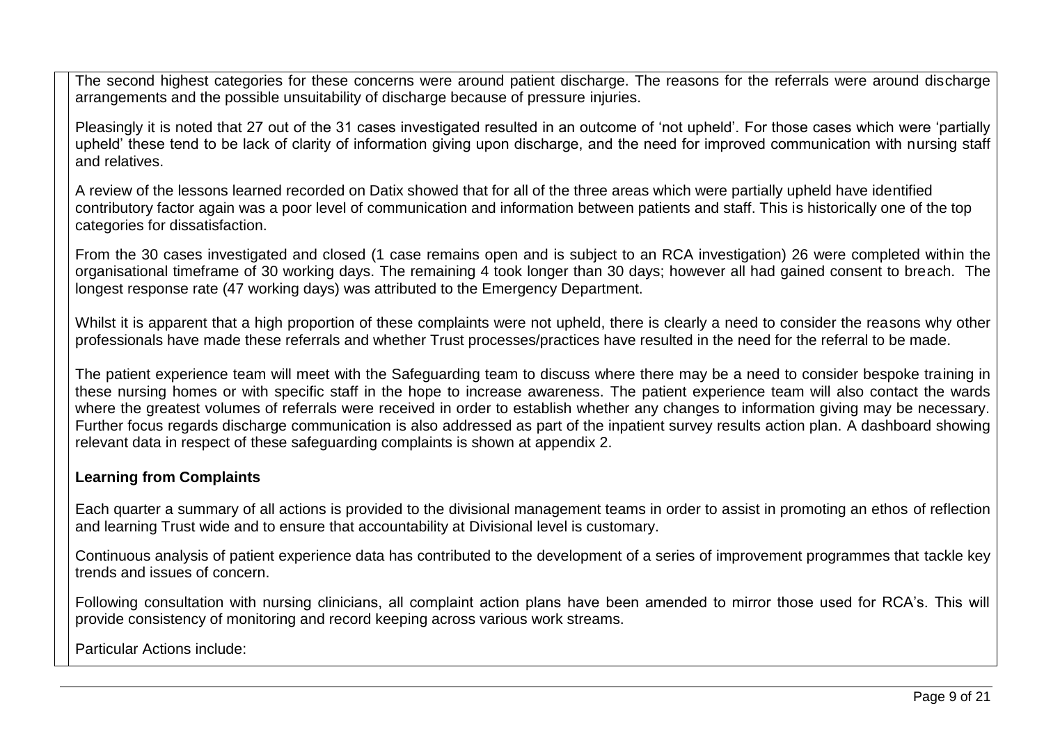The second highest categories for these concerns were around patient discharge. The reasons for the referrals were around discharge arrangements and the possible unsuitability of discharge because of pressure injuries.

Pleasingly it is noted that 27 out of the 31 cases investigated resulted in an outcome of 'not upheld'. For those cases which were 'partially upheld' these tend to be lack of clarity of information giving upon discharge, and the need for improved communication with nursing staff and relatives.

A review of the lessons learned recorded on Datix showed that for all of the three areas which were partially upheld have identified contributory factor again was a poor level of communication and information between patients and staff. This is historically one of the top categories for dissatisfaction.

From the 30 cases investigated and closed (1 case remains open and is subject to an RCA investigation) 26 were completed within the organisational timeframe of 30 working days. The remaining 4 took longer than 30 days; however all had gained consent to breach. The longest response rate (47 working days) was attributed to the Emergency Department.

Whilst it is apparent that a high proportion of these complaints were not upheld, there is clearly a need to consider the reasons why other professionals have made these referrals and whether Trust processes/practices have resulted in the need for the referral to be made.

The patient experience team will meet with the Safeguarding team to discuss where there may be a need to consider bespoke training in these nursing homes or with specific staff in the hope to increase awareness. The patient experience team will also contact the wards where the greatest volumes of referrals were received in order to establish whether any changes to information giving may be necessary. Further focus regards discharge communication is also addressed as part of the inpatient survey results action plan. A dashboard showing relevant data in respect of these safeguarding complaints is shown at appendix 2.

**Learning from Complaints**

Each quarter a summary of all actions is provided to the divisional management teams in order to assist in promoting an ethos of reflection and learning Trust wide and to ensure that accountability at Divisional level is customary.

Continuous analysis of patient experience data has contributed to the development of a series of improvement programmes that tackle key trends and issues of concern.

Following consultation with nursing clinicians, all complaint action plans have been amended to mirror those used for RCA's. This will provide consistency of monitoring and record keeping across various work streams.

Particular Actions include: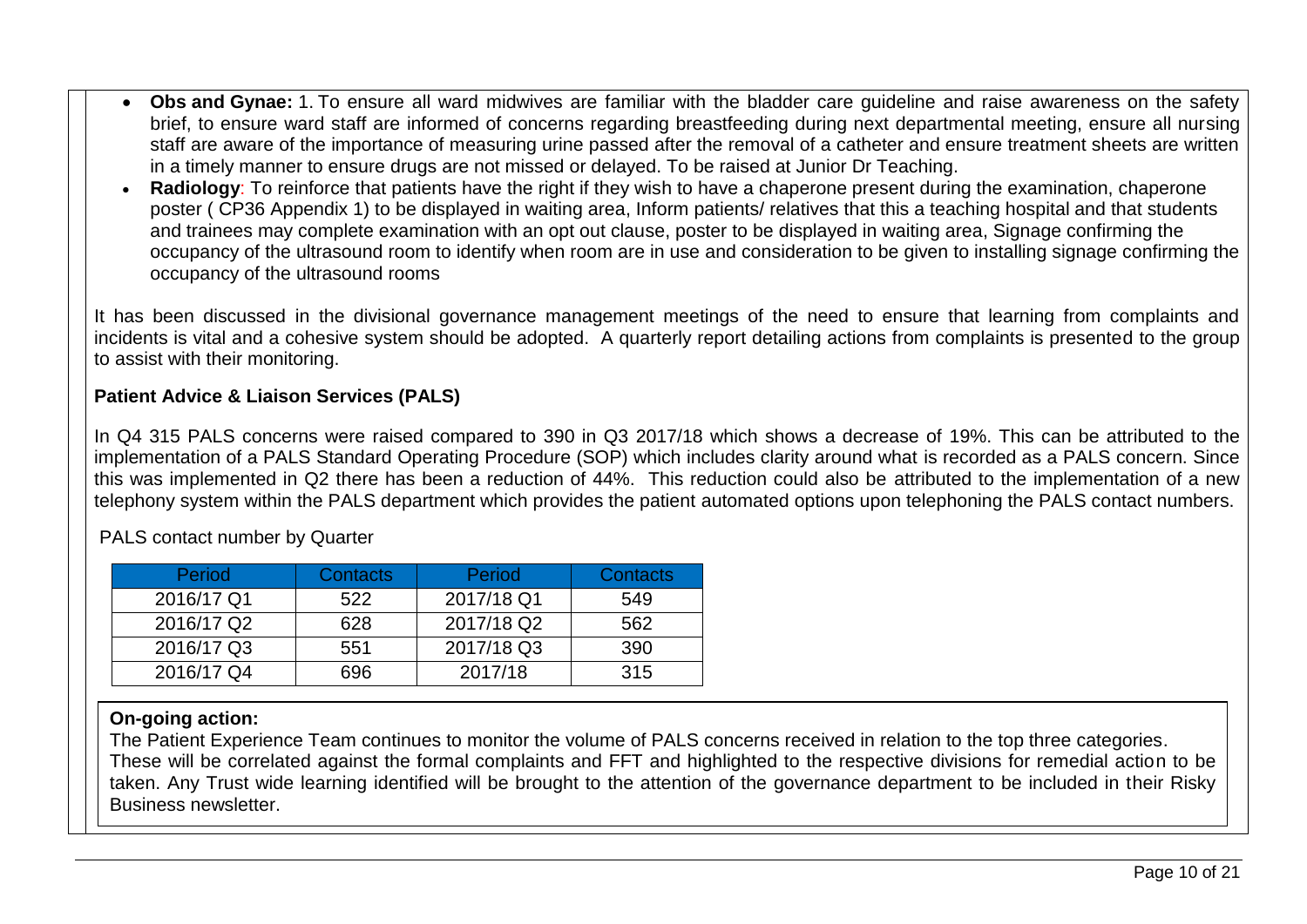- **Obs and Gynae:** 1. To ensure all ward midwives are familiar with the bladder care guideline and raise awareness on the safety brief, to ensure ward staff are informed of concerns regarding breastfeeding during next departmental meeting, ensure all nursing staff are aware of the importance of measuring urine passed after the removal of a catheter and ensure treatment sheets are written in a timely manner to ensure drugs are not missed or delayed. To be raised at Junior Dr Teaching.
- **Radiology**: To reinforce that patients have the right if they wish to have a chaperone present during the examination, chaperone poster ( CP36 Appendix 1) to be displayed in waiting area, Inform patients/ relatives that this a teaching hospital and that students and trainees may complete examination with an opt out clause, poster to be displayed in waiting area, Signage confirming the occupancy of the ultrasound room to identify when room are in use and consideration to be given to installing signage confirming the occupancy of the ultrasound rooms

It has been discussed in the divisional governance management meetings of the need to ensure that learning from complaints and incidents is vital and a cohesive system should be adopted. A quarterly report detailing actions from complaints is presented to the group to assist with their monitoring.

## Patient Advice & Liaison Services (PALS)

In Q4 315 PALS concerns were raised compared to 390 in Q3 2017/18 which shows a decrease of 19%. This can be attributed to the implementation of a PALS Standard Operating Procedure (SOP) which includes clarity around what is recorded as a PALS concern. Since this was implemented in Q2 there has been a reduction of 44%. This reduction could also be attributed to the implementation of a new telephony system within the PALS department which provides the patient automated options upon telephoning the PALS contact numbers.

PALS contact number by Quarter

| Period | Contacts | Period | Contacts |
|---|---|---|---|
| 2016/17 Q1 | 522 | 2017/18 Q1 | 549 |
| 2016/17 Q2 | 628 | 2017/18 Q2 | 562 |
| 2016/17 Q3 | 551 | 2017/18 Q3 | 390 |
| 2016/17 Q4 | 696 | 2017/18 | 315 |

**On-going action:**

The Patient Experience Team continues to monitor the volume of PALS concerns received in relation to the top three categories. These will be correlated against the formal complaints and FFT and highlighted to the respective divisions for remedial action to be taken. Any Trust wide learning identified will be brought to the attention of the governance department to be included in their Risky Business newsletter.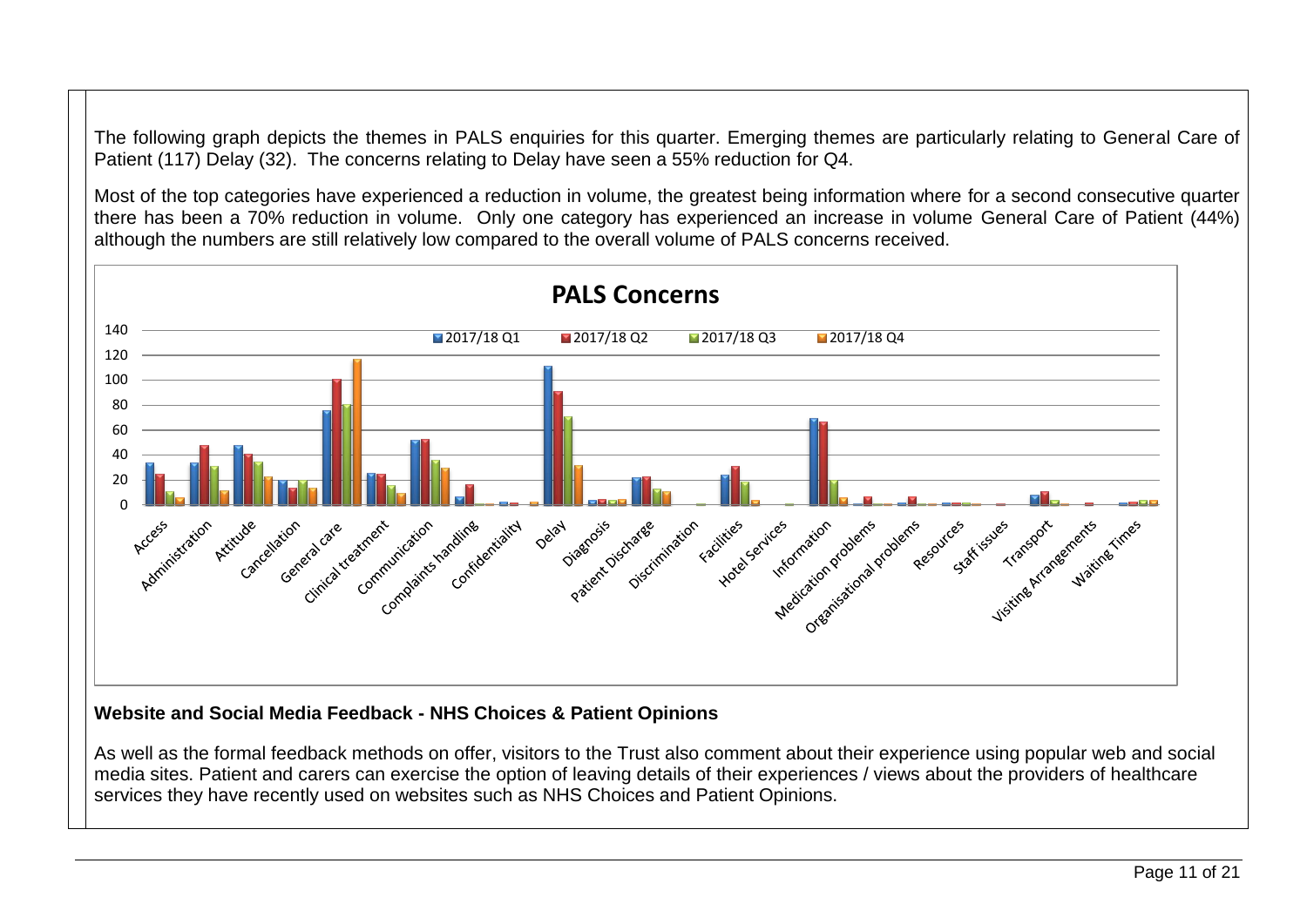The following graph depicts the themes in PALS enquiries for this quarter. Emerging themes are particularly relating to General Care of Patient (117) Delay (32). The concerns relating to Delay have seen a 55% reduction for Q4.

Most of the top categories have experienced a reduction in volume, the greatest being information where for a second consecutive quarter there has been a 70% reduction in volume. Only one category has experienced an increase in volume General Care of Patient (44%) although the numbers are still relatively low compared to the overall volume of PALS concerns received.

**PALS Concerns**

Legend: 2017/18 Q1, 2017/18 Q2, 2017/18 Q3, 2017/18 Q4

Categories: Access, Administration, Attitude, Cancellation, General care, Clinical treatment, Communication, Complaints handling, Confidentiality, Delay, Diagnosis, Patient Discharge, Discrimination, Facilities, Hotel Services, Information, Medication problems, Organisational problems, Resources, Staff issues, Transport, Visiting Arrangements, Waiting Times

## Website and Social Media Feedback - NHS Choices & Patient Opinions

As well as the formal feedback methods on offer, visitors to the Trust also comment about their experience using popular web and social media sites. Patient and carers can exercise the option of leaving details of their experiences / views about the providers of healthcare services they have recently used on websites such as NHS Choices and Patient Opinions.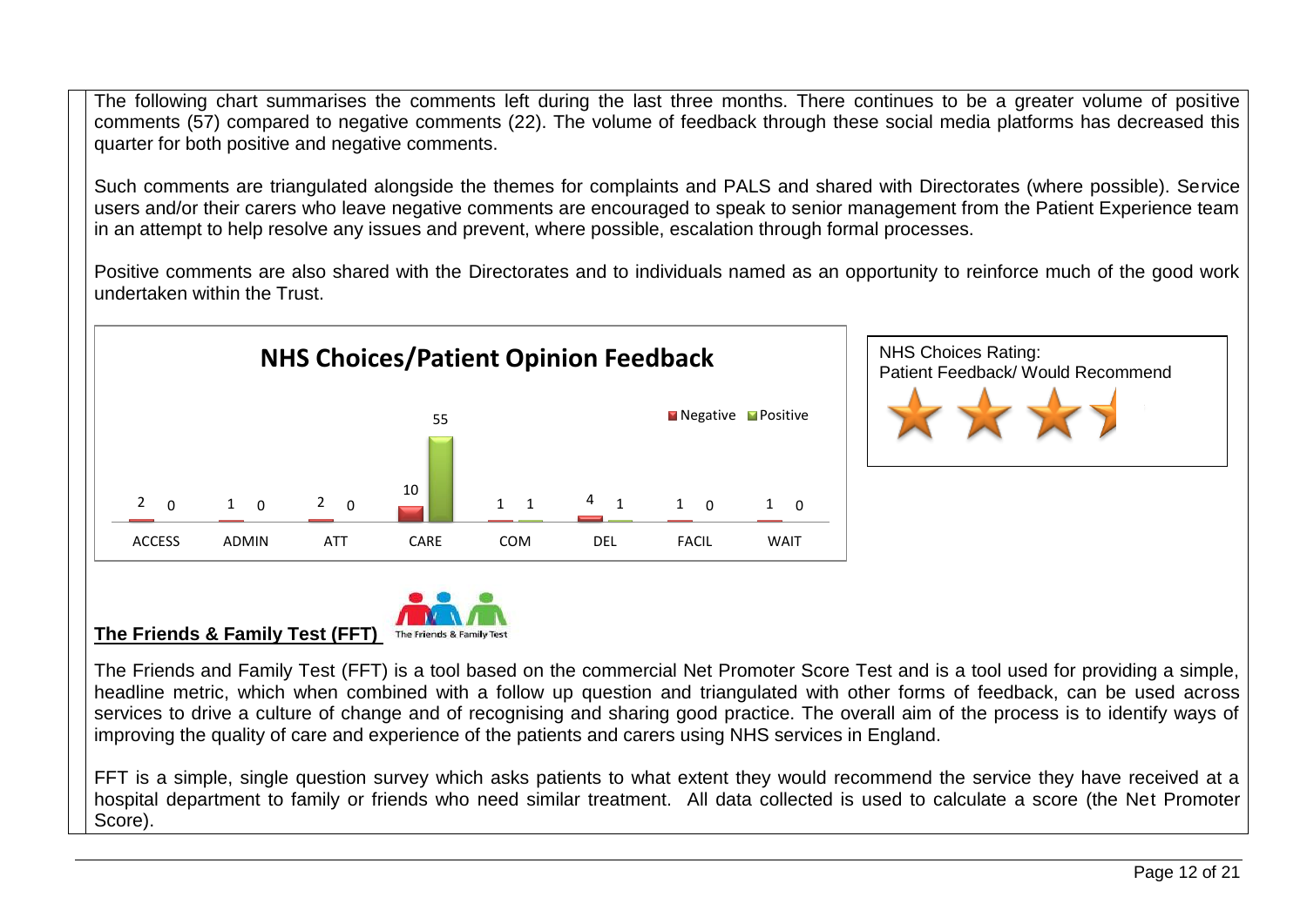The following chart summarises the comments left during the last three months. There continues to be a greater volume of positive comments (57) compared to negative comments (22). The volume of feedback through these social media platforms has decreased this quarter for both positive and negative comments.

Such comments are triangulated alongside the themes for complaints and PALS and shared with Directorates (where possible). Service users and/or their carers who leave negative comments are encouraged to speak to senior management from the Patient Experience team in an attempt to help resolve any issues and prevent, where possible, escalation through formal processes.

Positive comments are also shared with the Directorates and to individuals named as an opportunity to reinforce much of the good work undertaken within the Trust.

**NHS Choices/Patient Opinion Feedback**

| | ACCESS | ADMIN | ATT | CARE | COM | DEL | FACIL | WAIT |
|---|---|---|---|---|---|---|---|---|
| Negative | 2 | 1 | 2 | 10 | 1 | 4 | 1 | 1 |
| Positive | 0 | 0 | 0 | 55 | 1 | 1 | 0 | 0 |

NHS Choices Rating:
Patient Feedback/ Would Recommend

## The Friends & Family Test (FFT)

The Friends and Family Test (FFT) is a tool based on the commercial Net Promoter Score Test and is a tool used for providing a simple, headline metric, which when combined with a follow up question and triangulated with other forms of feedback, can be used across services to drive a culture of change and of recognising and sharing good practice. The overall aim of the process is to identify ways of improving the quality of care and experience of the patients and carers using NHS services in England.

FFT is a simple, single question survey which asks patients to what extent they would recommend the service they have received at a hospital department to family or friends who need similar treatment. All data collected is used to calculate a score (the Net Promoter Score).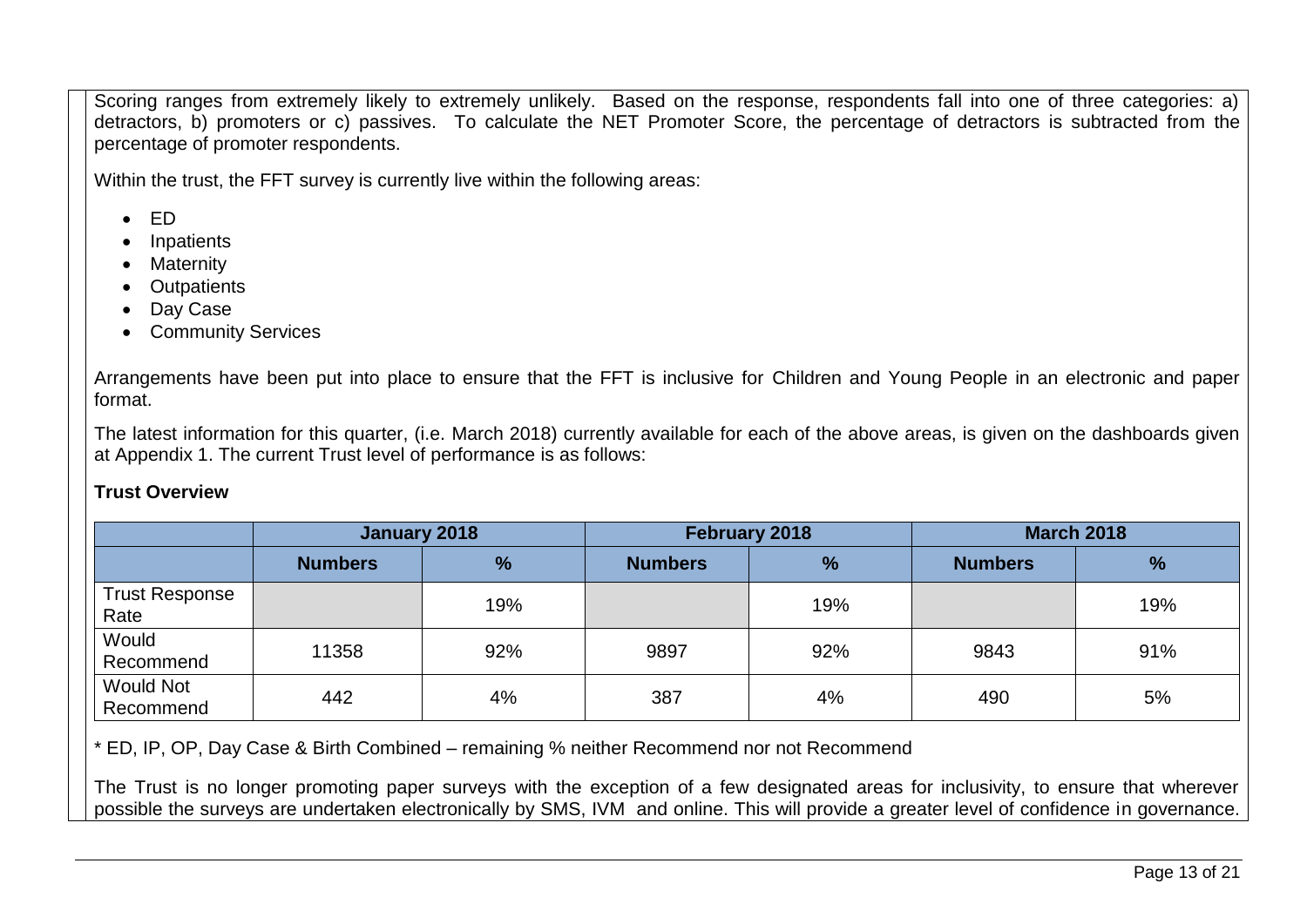Scoring ranges from extremely likely to extremely unlikely. Based on the response, respondents fall into one of three categories: a) detractors, b) promoters or c) passives. To calculate the NET Promoter Score, the percentage of detractors is subtracted from the percentage of promoter respondents.

Within the trust, the FFT survey is currently live within the following areas:

- ED
- Inpatients
- Maternity
- Outpatients
- Day Case
- Community Services

Arrangements have been put into place to ensure that the FFT is inclusive for Children and Young People in an electronic and paper format.

The latest information for this quarter, (i.e. March 2018) currently available for each of the above areas, is given on the dashboards given at Appendix 1. The current Trust level of performance is as follows:

**Trust Overview**

| | January 2018 | | February 2018 | | March 2018 | |
|---|---|---|---|---|---|---|
| | **Numbers** | **%** | **Numbers** | **%** | **Numbers** | **%** |
| Trust Response Rate | | 19% | | 19% | | 19% |
| Would Recommend | 11358 | 92% | 9897 | 92% | 9843 | 91% |
| Would Not Recommend | 442 | 4% | 387 | 4% | 490 | 5% |

\* ED, IP, OP, Day Case & Birth Combined – remaining % neither Recommend nor not Recommend

The Trust is no longer promoting paper surveys with the exception of a few designated areas for inclusivity, to ensure that wherever possible the surveys are undertaken electronically by SMS, IVM and online. This will provide a greater level of confidence in governance.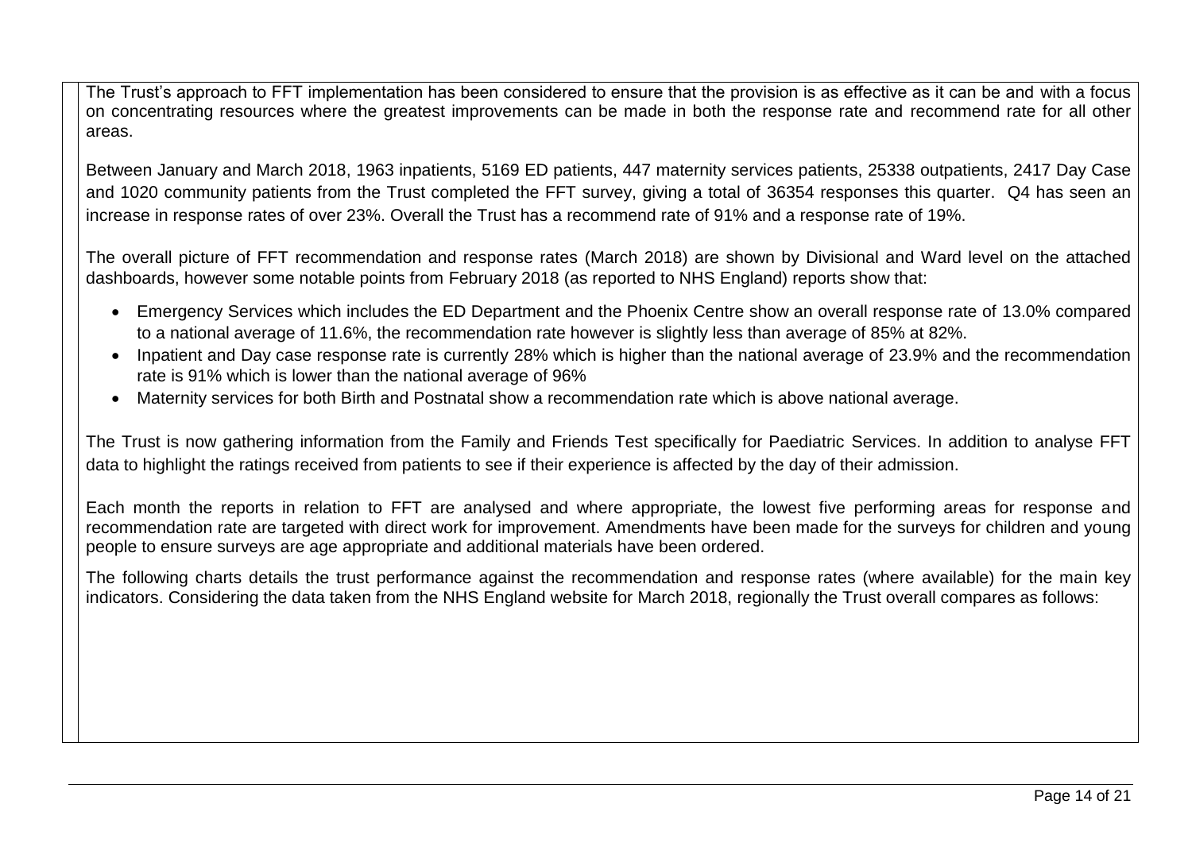The Trust's approach to FFT implementation has been considered to ensure that the provision is as effective as it can be and with a focus on concentrating resources where the greatest improvements can be made in both the response rate and recommend rate for all other areas.

Between January and March 2018, 1963 inpatients, 5169 ED patients, 447 maternity services patients, 25338 outpatients, 2417 Day Case and 1020 community patients from the Trust completed the FFT survey, giving a total of 36354 responses this quarter. Q4 has seen an increase in response rates of over 23%. Overall the Trust has a recommend rate of 91% and a response rate of 19%.

The overall picture of FFT recommendation and response rates (March 2018) are shown by Divisional and Ward level on the attached dashboards, however some notable points from February 2018 (as reported to NHS England) reports show that:

- Emergency Services which includes the ED Department and the Phoenix Centre show an overall response rate of 13.0% compared to a national average of 11.6%, the recommendation rate however is slightly less than average of 85% at 82%.
- Inpatient and Day case response rate is currently 28% which is higher than the national average of 23.9% and the recommendation rate is 91% which is lower than the national average of 96%
- Maternity services for both Birth and Postnatal show a recommendation rate which is above national average.

The Trust is now gathering information from the Family and Friends Test specifically for Paediatric Services. In addition to analyse FFT data to highlight the ratings received from patients to see if their experience is affected by the day of their admission.

Each month the reports in relation to FFT are analysed and where appropriate, the lowest five performing areas for response and recommendation rate are targeted with direct work for improvement. Amendments have been made for the surveys for children and young people to ensure surveys are age appropriate and additional materials have been ordered.

The following charts details the trust performance against the recommendation and response rates (where available) for the main key indicators. Considering the data taken from the NHS England website for March 2018, regionally the Trust overall compares as follows: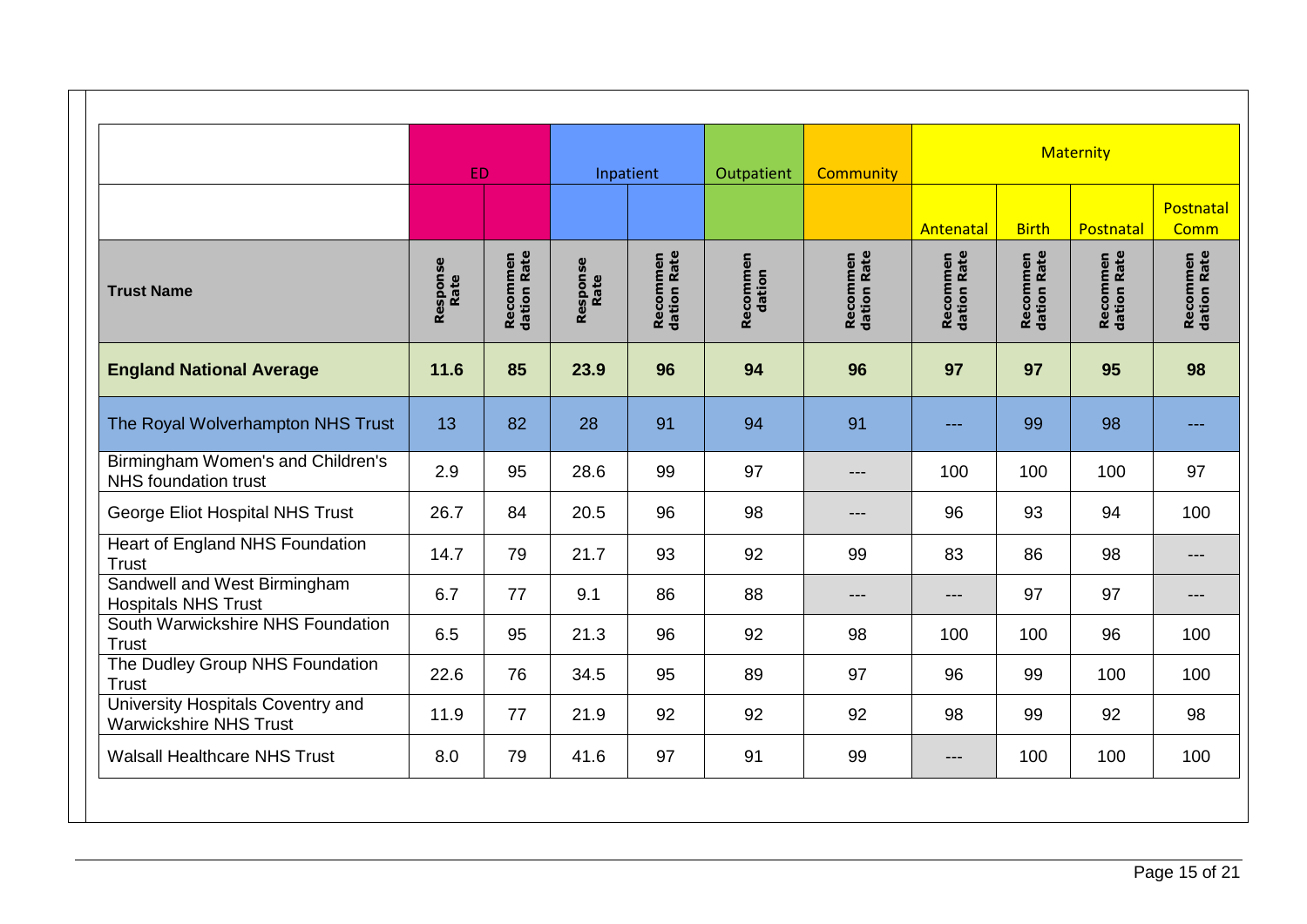| | ED | | Inpatient | | Outpatient | Community | Maternity | | | |
|---|---|---|---|---|---|---|---|---|---|---|
| | | | | | | | Antenatal | Birth | Postnatal | Postnatal Comm |
| **Trust Name** | Response Rate | Recommendation Rate | Response Rate | Recommendation Rate | Recommendation | Recommendation Rate | Recommendation Rate | Recommendation Rate | Recommendation Rate | Recommendation Rate |
| **England National Average** | **11.6** | **85** | **23.9** | **96** | **94** | **96** | **97** | **97** | **95** | **98** |
| The Royal Wolverhampton NHS Trust | 13 | 82 | 28 | 91 | 94 | 91 | --- | 99 | 98 | --- |
| Birmingham Women's and Children's NHS foundation trust | 2.9 | 95 | 28.6 | 99 | 97 | --- | 100 | 100 | 100 | 97 |
| George Eliot Hospital NHS Trust | 26.7 | 84 | 20.5 | 96 | 98 | --- | 96 | 93 | 94 | 100 |
| Heart of England NHS Foundation Trust | 14.7 | 79 | 21.7 | 93 | 92 | 99 | 83 | 86 | 98 | --- |
| Sandwell and West Birmingham Hospitals NHS Trust | 6.7 | 77 | 9.1 | 86 | 88 | --- | --- | 97 | 97 | --- |
| South Warwickshire NHS Foundation Trust | 6.5 | 95 | 21.3 | 96 | 92 | 98 | 100 | 100 | 96 | 100 |
| The Dudley Group NHS Foundation Trust | 22.6 | 76 | 34.5 | 95 | 89 | 97 | 96 | 99 | 100 | 100 |
| University Hospitals Coventry and Warwickshire NHS Trust | 11.9 | 77 | 21.9 | 92 | 92 | 92 | 98 | 99 | 92 | 98 |
| Walsall Healthcare NHS Trust | 8.0 | 79 | 41.6 | 97 | 91 | 99 | --- | 100 | 100 | 100 |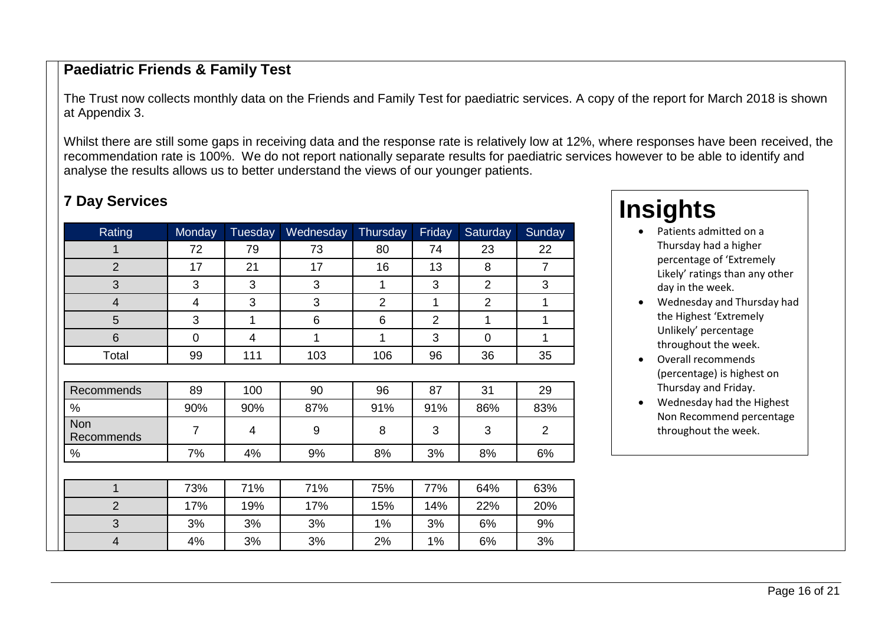## Paediatric Friends & Family Test

The Trust now collects monthly data on the Friends and Family Test for paediatric services. A copy of the report for March 2018 is shown at Appendix 3.

Whilst there are still some gaps in receiving data and the response rate is relatively low at 12%, where responses have been received, the recommendation rate is 100%. We do not report nationally separate results for paediatric services however to be able to identify and analyse the results allows us to better understand the views of our younger patients.

## 7 Day Services

| Rating | Monday | Tuesday | Wednesday | Thursday | Friday | Saturday | Sunday |
|---|---|---|---|---|---|---|---|
| 1 | 72 | 79 | 73 | 80 | 74 | 23 | 22 |
| 2 | 17 | 21 | 17 | 16 | 13 | 8 | 7 |
| 3 | 3 | 3 | 3 | 1 | 3 | 2 | 3 |
| 4 | 4 | 3 | 3 | 2 | 1 | 2 | 1 |
| 5 | 3 | 1 | 6 | 6 | 2 | 1 | 1 |
| 6 | 0 | 4 | 1 | 1 | 3 | 0 | 1 |
| Total | 99 | 111 | 103 | 106 | 96 | 36 | 35 |

| | | | | | | | |
|---|---|---|---|---|---|---|---|
| Recommends | 89 | 100 | 90 | 96 | 87 | 31 | 29 |
| % | 90% | 90% | 87% | 91% | 91% | 86% | 83% |
| Non Recommends | 7 | 4 | 9 | 8 | 3 | 3 | 2 |
| % | 7% | 4% | 9% | 8% | 3% | 8% | 6% |

| | | | | | | | |
|---|---|---|---|---|---|---|---|
| 1 | 73% | 71% | 71% | 75% | 77% | 64% | 63% |
| 2 | 17% | 19% | 17% | 15% | 14% | 22% | 20% |
| 3 | 3% | 3% | 3% | 1% | 3% | 6% | 9% |
| 4 | 4% | 3% | 3% | 2% | 1% | 6% | 3% |

# Insights

- Patients admitted on a Thursday had a higher percentage of 'Extremely Likely' ratings than any other day in the week.
- Wednesday and Thursday had the Highest 'Extremely Unlikely' percentage throughout the week.
- Overall recommends (percentage) is highest on Thursday and Friday.
- Wednesday had the Highest Non Recommend percentage throughout the week.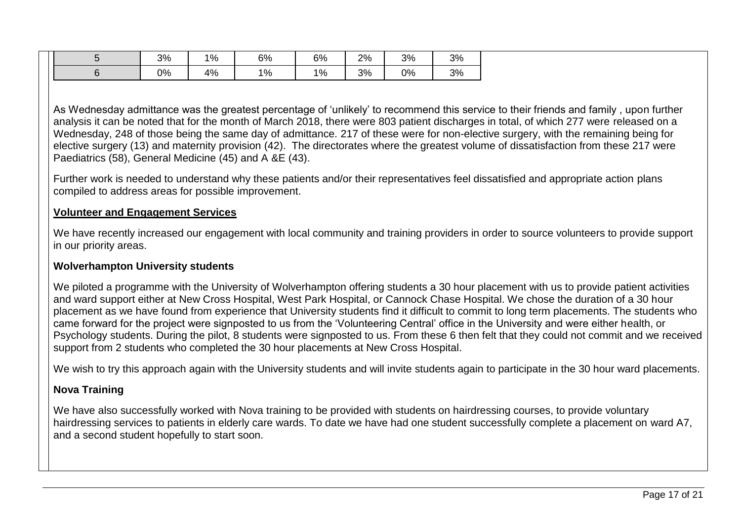| | | | | | | | |
|---|---|---|---|---|---|---|---|
| 5 | 3% | 1% | 6% | 6% | 2% | 3% | 3% |
| 6 | 0% | 4% | 1% | 1% | 3% | 0% | 3% |

As Wednesday admittance was the greatest percentage of 'unlikely' to recommend this service to their friends and family , upon further analysis it can be noted that for the month of March 2018, there were 803 patient discharges in total, of which 277 were released on a Wednesday, 248 of those being the same day of admittance. 217 of these were for non-elective surgery, with the remaining being for elective surgery (13) and maternity provision (42). The directorates where the greatest volume of dissatisfaction from these 217 were Paediatrics (58), General Medicine (45) and A &E (43).

Further work is needed to understand why these patients and/or their representatives feel dissatisfied and appropriate action plans compiled to address areas for possible improvement.

**Volunteer and Engagement Services**

We have recently increased our engagement with local community and training providers in order to source volunteers to provide support in our priority areas.

**Wolverhampton University students**

We piloted a programme with the University of Wolverhampton offering students a 30 hour placement with us to provide patient activities and ward support either at New Cross Hospital, West Park Hospital, or Cannock Chase Hospital. We chose the duration of a 30 hour placement as we have found from experience that University students find it difficult to commit to long term placements. The students who came forward for the project were signposted to us from the 'Volunteering Central' office in the University and were either health, or Psychology students. During the pilot, 8 students were signposted to us. From these 6 then felt that they could not commit and we received support from 2 students who completed the 30 hour placements at New Cross Hospital.

We wish to try this approach again with the University students and will invite students again to participate in the 30 hour ward placements.

**Nova Training**

We have also successfully worked with Nova training to be provided with students on hairdressing courses, to provide voluntary hairdressing services to patients in elderly care wards. To date we have had one student successfully complete a placement on ward A7, and a second student hopefully to start soon.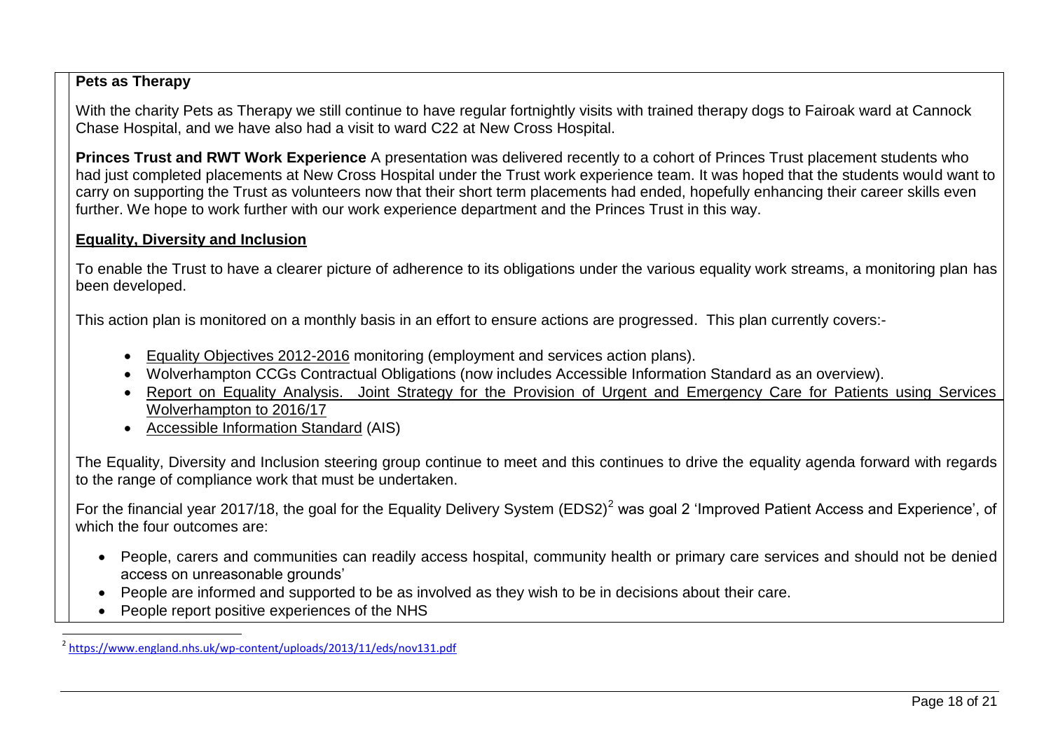**Pets as Therapy**

With the charity Pets as Therapy we still continue to have regular fortnightly visits with trained therapy dogs to Fairoak ward at Cannock Chase Hospital, and we have also had a visit to ward C22 at New Cross Hospital.

**Princes Trust and RWT Work Experience** A presentation was delivered recently to a cohort of Princes Trust placement students who had just completed placements at New Cross Hospital under the Trust work experience team. It was hoped that the students would want to carry on supporting the Trust as volunteers now that their short term placements had ended, hopefully enhancing their career skills even further. We hope to work further with our work experience department and the Princes Trust in this way.

## Equality, Diversity and Inclusion

To enable the Trust to have a clearer picture of adherence to its obligations under the various equality work streams, a monitoring plan has been developed.

This action plan is monitored on a monthly basis in an effort to ensure actions are progressed. This plan currently covers:-

- Equality Objectives 2012-2016 monitoring (employment and services action plans).
- Wolverhampton CCGs Contractual Obligations (now includes Accessible Information Standard as an overview).
- Report on Equality Analysis. Joint Strategy for the Provision of Urgent and Emergency Care for Patients using Services Wolverhampton to 2016/17
- Accessible Information Standard (AIS)

The Equality, Diversity and Inclusion steering group continue to meet and this continues to drive the equality agenda forward with regards to the range of compliance work that must be undertaken.

For the financial year 2017/18, the goal for the Equality Delivery System (EDS2)[2] was goal 2 'Improved Patient Access and Experience', of which the four outcomes are:

- People, carers and communities can readily access hospital, community health or primary care services and should not be denied access on unreasonable grounds'
- People are informed and supported to be as involved as they wish to be in decisions about their care.
- People report positive experiences of the NHS

[2] https://www.england.nhs.uk/wp-content/uploads/2013/11/eds/nov131.pdf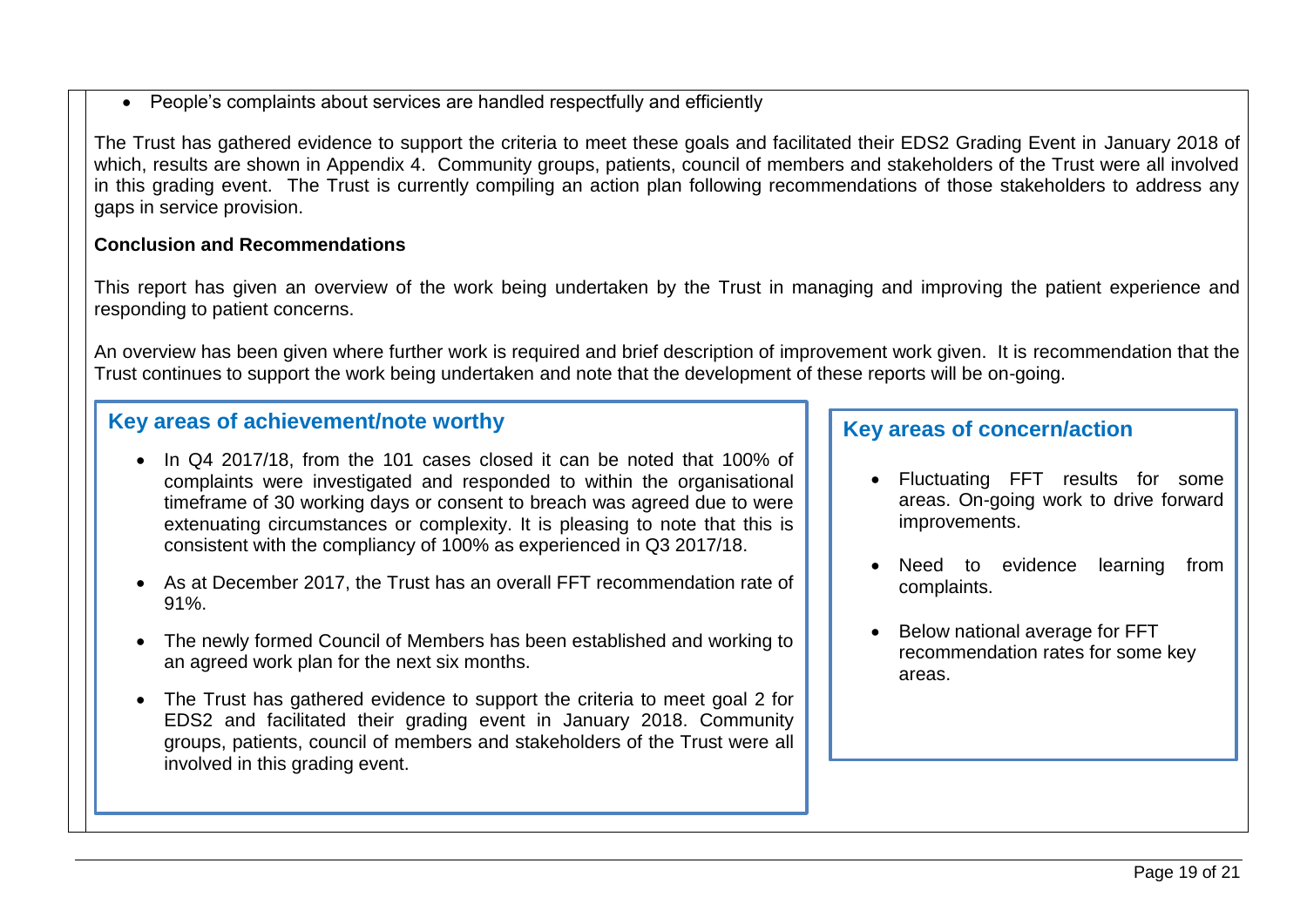- People's complaints about services are handled respectfully and efficiently

The Trust has gathered evidence to support the criteria to meet these goals and facilitated their EDS2 Grading Event in January 2018 of which, results are shown in Appendix 4. Community groups, patients, council of members and stakeholders of the Trust were all involved in this grading event. The Trust is currently compiling an action plan following recommendations of those stakeholders to address any gaps in service provision.

**Conclusion and Recommendations**

This report has given an overview of the work being undertaken by the Trust in managing and improving the patient experience and responding to patient concerns.

An overview has been given where further work is required and brief description of improvement work given. It is recommendation that the Trust continues to support the work being undertaken and note that the development of these reports will be on-going.

### Key areas of achievement/note worthy

- In Q4 2017/18, from the 101 cases closed it can be noted that 100% of complaints were investigated and responded to within the organisational timeframe of 30 working days or consent to breach was agreed due to were extenuating circumstances or complexity. It is pleasing to note that this is consistent with the compliancy of 100% as experienced in Q3 2017/18.
- As at December 2017, the Trust has an overall FFT recommendation rate of 91%.
- The newly formed Council of Members has been established and working to an agreed work plan for the next six months.
- The Trust has gathered evidence to support the criteria to meet goal 2 for EDS2 and facilitated their grading event in January 2018. Community groups, patients, council of members and stakeholders of the Trust were all involved in this grading event.

### Key areas of concern/action

- Fluctuating FFT results for some areas. On-going work to drive forward improvements.
- Need to evidence learning from complaints.
- Below national average for FFT recommendation rates for some key areas.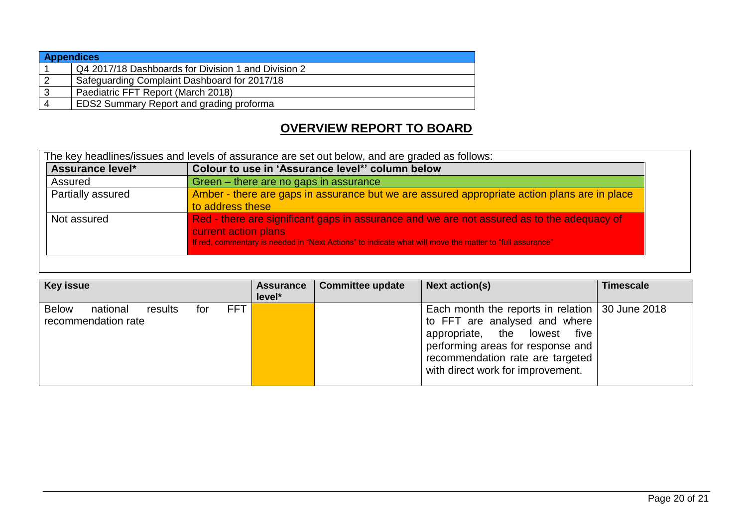| Appendices | |
|---|---|
| 1 | Q4 2017/18 Dashboards for Division 1 and Division 2 |
| 2 | Safeguarding Complaint Dashboard for 2017/18 |
| 3 | Paediatric FFT Report (March 2018) |
| 4 | EDS2 Summary Report and grading proforma |

## OVERVIEW REPORT TO BOARD

The key headlines/issues and levels of assurance are set out below, and are graded as follows:

| Assurance level* | Colour to use in 'Assurance level*' column below |
|---|---|
| Assured | Green – there are no gaps in assurance |
| Partially assured | Amber - there are gaps in assurance but we are assured appropriate action plans are in place to address these |
| Not assured | Red - there are significant gaps in assurance and we are not assured as to the adequacy of current action plans<br>If red, commentary is needed in "Next Actions" to indicate what will move the matter to "full assurance" |

| Key issue | Assurance level* | Committee update | Next action(s) | Timescale |
|---|---|---|---|---|
| Below national results for FFT recommendation rate | Amber | | Each month the reports in relation to FFT are analysed and where appropriate, the lowest five performing areas for response and recommendation rate are targeted with direct work for improvement. | 30 June 2018 |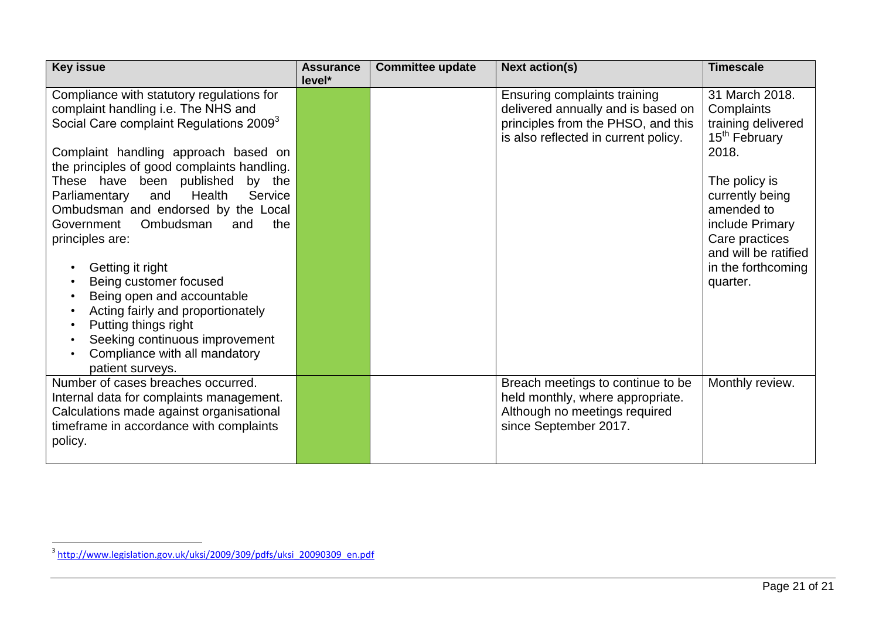| Key issue | Assurance level* | Committee update | Next action(s) | Timescale |
|---|---|---|---|---|
| Compliance with statutory regulations for complaint handling i.e. The NHS and Social Care complaint Regulations 2009[3]<br><br>Complaint handling approach based on the principles of good complaints handling. These have been published by the Parliamentary and Health Service Ombudsman and endorsed by the Local Government Ombudsman and the principles are:<br><br>• Getting it right<br>• Being customer focused<br>• Being open and accountable<br>• Acting fairly and proportionately<br>• Putting things right<br>• Seeking continuous improvement<br>• Compliance with all mandatory patient surveys. | | | Ensuring complaints training delivered annually and is based on principles from the PHSO, and this is also reflected in current policy. | 31 March 2018. Complaints training delivered 15th February 2018.<br><br>The policy is currently being amended to include Primary Care practices and will be ratified in the forthcoming quarter. |
| Number of cases breaches occurred. Internal data for complaints management. Calculations made against organisational timeframe in accordance with complaints policy. | | | Breach meetings to continue to be held monthly, where appropriate. Although no meetings required since September 2017. | Monthly review. |

[3] http://www.legislation.gov.uk/uksi/2009/309/pdfs/uksi_20090309_en.pdf